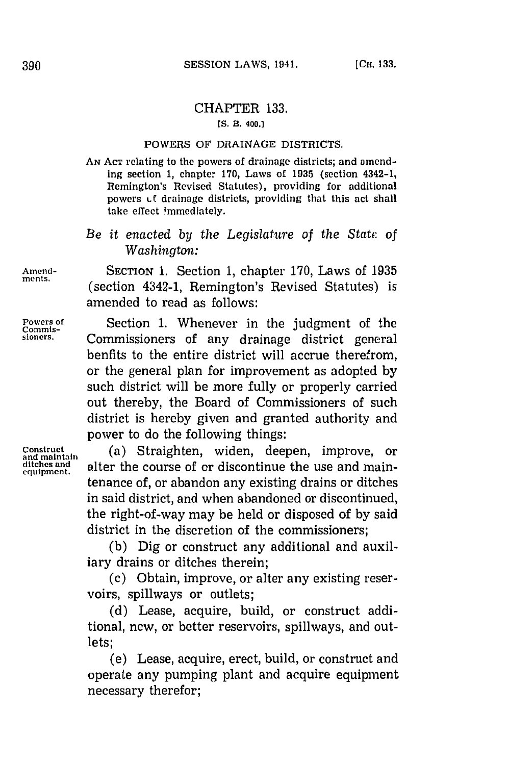# CHAPTER 133.

[S. B. 400.]

## POWERS OF DRAINAGE DISTRICTS.

AN ACT relating to the powers of drainage districts; and amending section 1, chapter 170, Laws of 1935 (section 4342-1, Remington's Revised Statutes), providing for additional powers of drainage districts, providing that this act shall take effect immediately.

*Be it enacted by the Legislature of the State of Washington:*

Amendments.

SECTION 1. Section 1, chapter 170, Laws of 1935 (section 4342-1, Remington's Revised Statutes) is amended to read as follows:

Powers of Commissioners.

Section 1. Whenever in the judgment of the Commissioners of any drainage district general benfits to the entire district will accrue therefrom, or the general plan for improvement as adopted by such district will be more fully or properly carried out thereby, the Board of Commissioners of such district is hereby given and granted authority and power to do the following things:

Construct and maintain ditches and equipment.

(a) Straighten, widen, deepen, improve, or alter the course of or discontinue the use and maintenance of, or abandon any existing drains or ditches in said district, and when abandoned or discontinued, the right-of-way may be held or disposed of by said district in the discretion of the commissioners;

(b) Dig or construct any additional and auxiliary drains or ditches therein;

(c) Obtain, improve, or alter any existing reservoirs, spillways or outlets;

(d) Lease, acquire, build, or construct additional, new, or better reservoirs, spillways, and outlets;

(e) Lease, acquire, erect, build, or construct and operate any pumping plant and acquire equipment necessary therefor;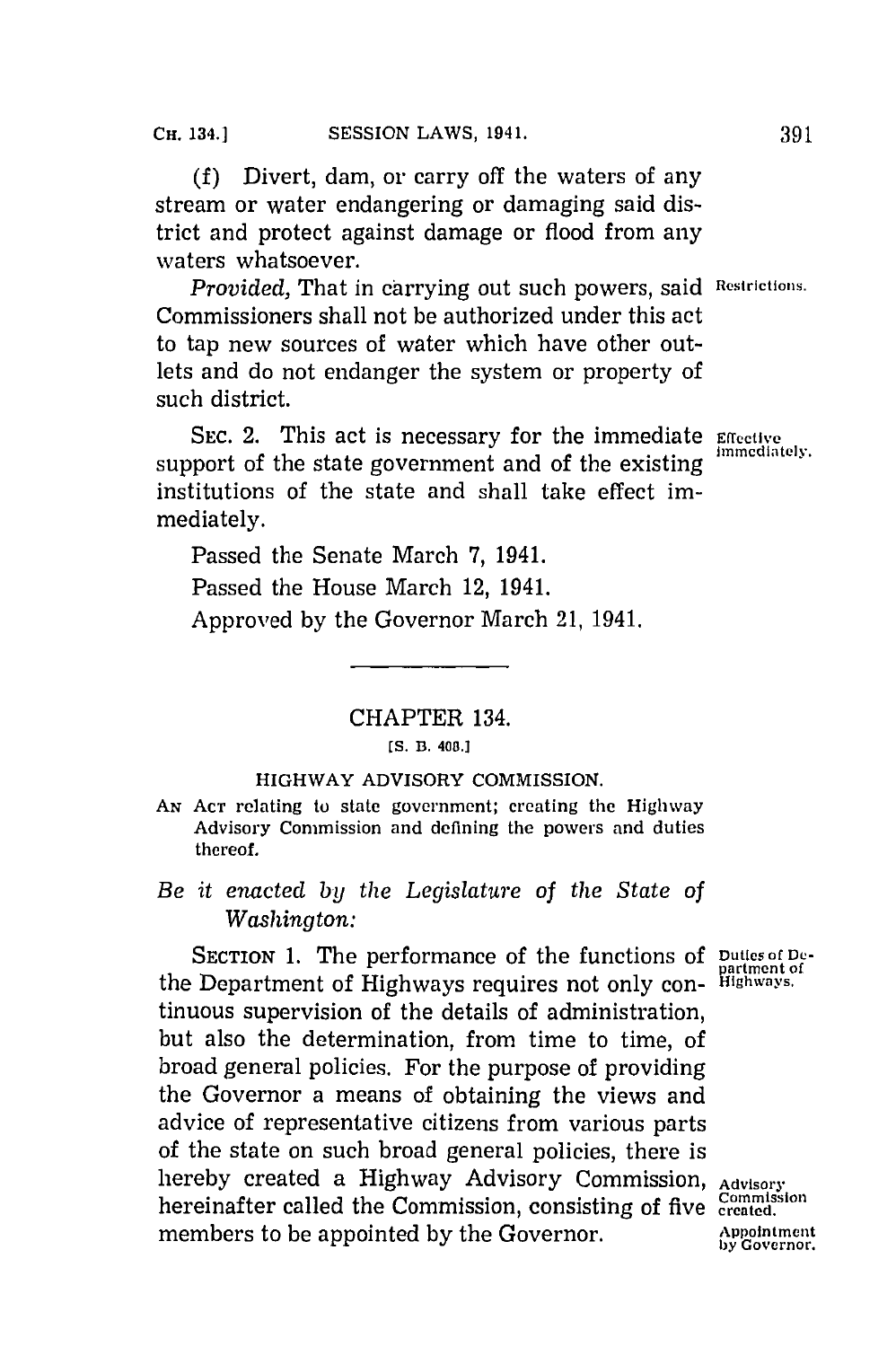(f) Divert, dam, or carry off the waters of any stream or water endangering or damaging said district and protect against damage or flood from any waters whatsoever.

Restrictions. *Provided,* That in carrying out such powers, said Commissioners shall not be authorized under this act to tap new sources of water which have other outlets and do not endanger the system or property of such district.

Effective immediately. SEC. 2. This act is necessary for the immediate support of the state government and of the existing institutions of the state and shall take effect immediately.

Passed the Senate March 7, 1941.

Passed the House March 12, 1941.

Approved by the Governor March 21, 1941.

---

## CHAPTER 134.

[S. B. 408.]

### HIGHWAY ADVISORY COMMISSION.

AN ACT relating to state government; creating the Highway Advisory Commission and defining the powers and duties thereof.

*Be it enacted by the Legislature of the State of Washington:*

Duties of Department of Highways. SECTION 1. The performance of the functions of the Department of Highways requires not only continuous supervision of the details of administration, but also the determination, from time to time, of broad general policies. For the purpose of providing the Governor a means of obtaining the views and advice of representative citizens from various parts of the state on such broad general policies, there is hereby created a Highway Advisory Commission, hereinafter called the Commission, consisting of five members to be appointed by the Governor. Advisory Commission created. Appointment by Governor.